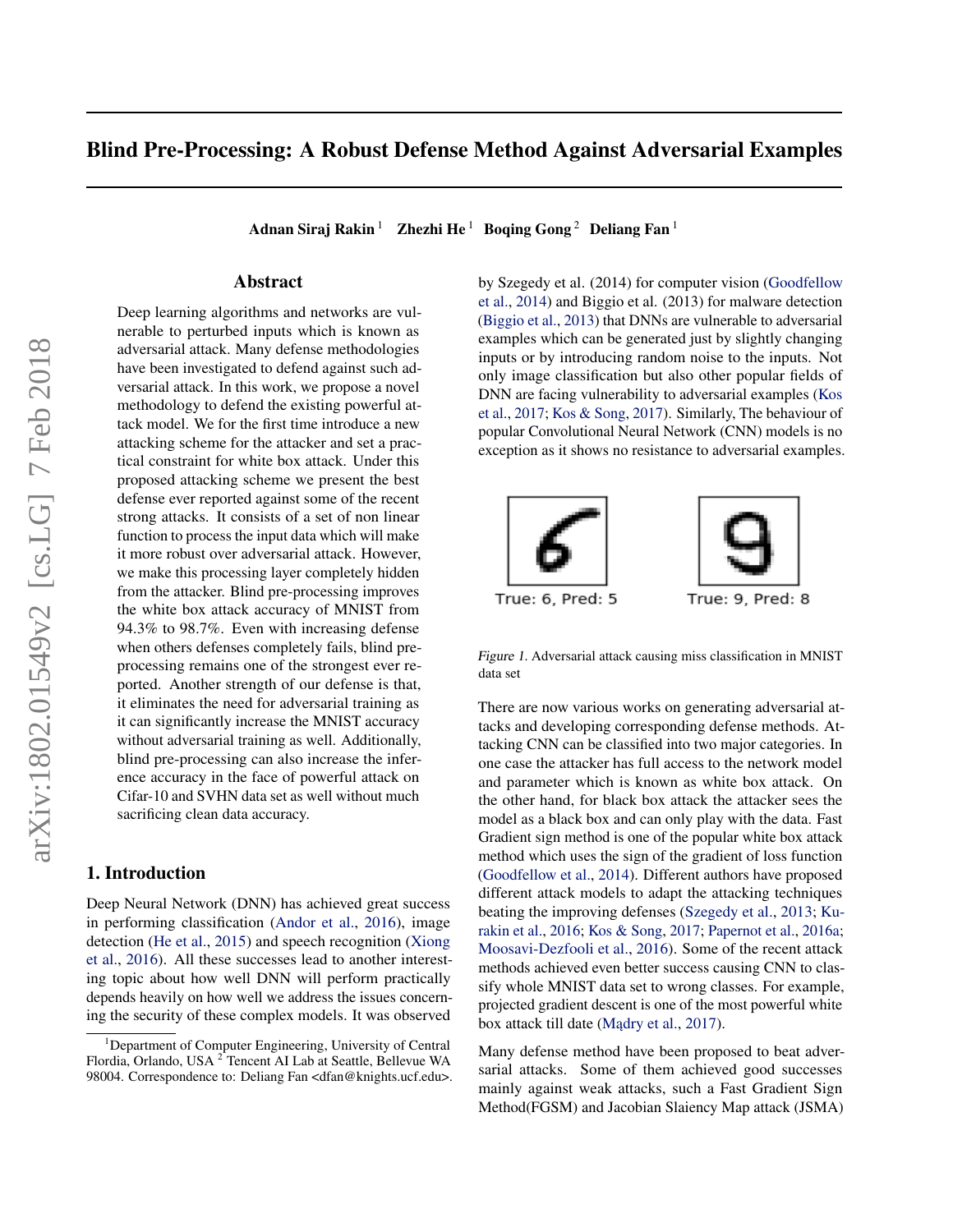# Blind Pre-Processing: A Robust Defense Method Against Adversarial Examples

**Adnan Siraj Rakin** [1] **Zhezhi He** [1] **Boqing Gong** [2] **Deliang Fan** [1]

## Abstract

Deep learning algorithms and networks are vulnerable to perturbed inputs which is known as adversarial attack. Many defense methodologies have been investigated to defend against such adversarial attack. In this work, we propose a novel methodology to defend the existing powerful attack model. We for the first time introduce a new attacking scheme for the attacker and set a practical constraint for white box attack. Under this proposed attacking scheme we present the best defense ever reported against some of the recent strong attacks. It consists of a set of non linear function to process the input data which will make it more robust over adversarial attack. However, we make this processing layer completely hidden from the attacker. Blind pre-processing improves the white box attack accuracy of MNIST from 94.3% to 98.7%. Even with increasing defense when others defenses completely fails, blind pre-processing remains one of the strongest ever reported. Another strength of our defense is that, it eliminates the need for adversarial training as it can significantly increase the MNIST accuracy without adversarial training as well. Additionally, blind pre-processing can also increase the inference accuracy in the face of powerful attack on Cifar-10 and SVHN data set as well without much sacrificing clean data accuracy.

## 1. Introduction

Deep Neural Network (DNN) has achieved great success in performing classification (Andor et al., 2016), image detection (He et al., 2015) and speech recognition (Xiong et al., 2016). All these successes lead to another interesting topic about how well DNN will perform practically depends heavily on how well we address the issues concerning the security of these complex models. It was observed by Szegedy et al. (2014) for computer vision (Goodfellow et al., 2014) and Biggio et al. (2013) for malware detection (Biggio et al., 2013) that DNNs are vulnerable to adversarial examples which can be generated just by slightly changing inputs or by introducing random noise to the inputs. Not only image classification but also other popular fields of DNN are facing vulnerability to adversarial examples (Kos et al., 2017; Kos & Song, 2017). Similarly, The behaviour of popular Convolutional Neural Network (CNN) models is no exception as it shows no resistance to adversarial examples.

True: 6, Pred: 5 True: 9, Pred: 8

*Figure 1.* Adversarial attack causing miss classification in MNIST data set

There are now various works on generating adversarial attacks and developing corresponding defense methods. Attacking CNN can be classified into two major categories. In one case the attacker has full access to the network model and parameter which is known as white box attack. On the other hand, for black box attack the attacker sees the model as a black box and can only play with the data. Fast Gradient sign method is one of the popular white box attack method which uses the sign of the gradient of loss function (Goodfellow et al., 2014). Different authors have proposed different attack models to adapt the attacking techniques beating the improving defenses (Szegedy et al., 2013; Kurakin et al., 2016; Kos & Song, 2017; Papernot et al., 2016a; Moosavi-Dezfooli et al., 2016). Some of the recent attack methods achieved even better success causing CNN to classify whole MNIST data set to wrong classes. For example, projected gradient descent is one of the most powerful white box attack till date (Mądry et al., 2017).

Many defense method have been proposed to beat adversarial attacks. Some of them achieved good successes mainly against weak attacks, such a Fast Gradient Sign Method(FGSM) and Jacobian Slaiency Map attack (JSMA)

[1] Department of Computer Engineering, University of Central Flordia, Orlando, USA [2] Tencent AI Lab at Seattle, Bellevue WA 98004. Correspondence to: Deliang Fan <dfan@knights.ucf.edu>.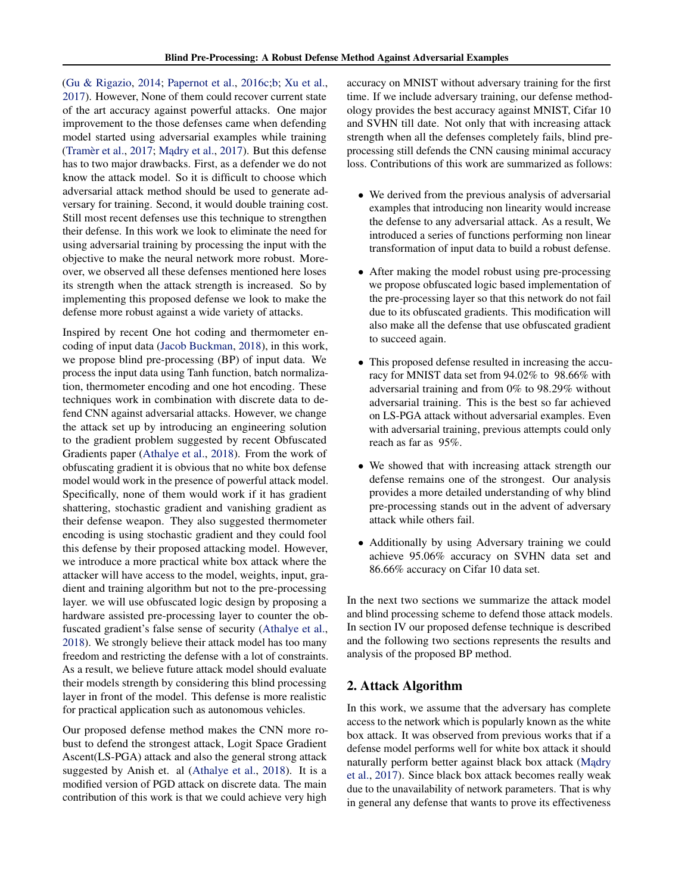(Gu & Rigazio, 2014; Papernot et al., 2016c;b; Xu et al., 2017). However, None of them could recover current state of the art accuracy against powerful attacks. One major improvement to the those defenses came when defending model started using adversarial examples while training (Tramèr et al., 2017; Mądry et al., 2017). But this defense has to two major drawbacks. First, as a defender we do not know the attack model. So it is difficult to choose which adversarial attack method should be used to generate adversary for training. Second, it would double training cost. Still most recent defenses use this technique to strengthen their defense. In this work we look to eliminate the need for using adversarial training by processing the input with the objective to make the neural network more robust. Moreover, we observed all these defenses mentioned here loses its strength when the attack strength is increased. So by implementing this proposed defense we look to make the defense more robust against a wide variety of attacks.

Inspired by recent One hot coding and thermometer encoding of input data (Jacob Buckman, 2018), in this work, we propose blind pre-processing (BP) of input data. We process the input data using Tanh function, batch normalization, thermometer encoding and one hot encoding. These techniques work in combination with discrete data to defend CNN against adversarial attacks. However, we change the attack set up by introducing an engineering solution to the gradient problem suggested by recent Obfuscated Gradients paper (Athalye et al., 2018). From the work of obfuscating gradient it is obvious that no white box defense model would work in the presence of powerful attack model. Specifically, none of them would work if it has gradient shattering, stochastic gradient and vanishing gradient as their defense weapon. They also suggested thermometer encoding is using stochastic gradient and they could fool this defense by their proposed attacking model. However, we introduce a more practical white box attack where the attacker will have access to the model, weights, input, gradient and training algorithm but not to the pre-processing layer. we will use obfuscated logic design by proposing a hardware assisted pre-processing layer to counter the obfuscated gradient's false sense of security (Athalye et al., 2018). We strongly believe their attack model has too many freedom and restricting the defense with a lot of constraints. As a result, we believe future attack model should evaluate their models strength by considering this blind processing layer in front of the model. This defense is more realistic for practical application such as autonomous vehicles.

Our proposed defense method makes the CNN more robust to defend the strongest attack, Logit Space Gradient Ascent(LS-PGA) attack and also the general strong attack suggested by Anish et. al (Athalye et al., 2018). It is a modified version of PGD attack on discrete data. The main contribution of this work is that we could achieve very high accuracy on MNIST without adversary training for the first time. If we include adversary training, our defense methodology provides the best accuracy against MNIST, Cifar 10 and SVHN till date. Not only that with increasing attack strength when all the defenses completely fails, blind preprocessing still defends the CNN causing minimal accuracy loss. Contributions of this work are summarized as follows:

- We derived from the previous analysis of adversarial examples that introducing non linearity would increase the defense to any adversarial attack. As a result, We introduced a series of functions performing non linear transformation of input data to build a robust defense.
- After making the model robust using pre-processing we propose obfuscated logic based implementation of the pre-processing layer so that this network do not fail due to its obfuscated gradients. This modification will also make all the defense that use obfuscated gradient to succeed again.
- This proposed defense resulted in increasing the accuracy for MNIST data set from 94.02% to 98.66% with adversarial training and from 0% to 98.29% without adversarial training. This is the best so far achieved on LS-PGA attack without adversarial examples. Even with adversarial training, previous attempts could only reach as far as 95%.
- We showed that with increasing attack strength our defense remains one of the strongest. Our analysis provides a more detailed understanding of why blind pre-processing stands out in the advent of adversary attack while others fail.
- Additionally by using Adversary training we could achieve 95.06% accuracy on SVHN data set and 86.66% accuracy on Cifar 10 data set.

In the next two sections we summarize the attack model and blind processing scheme to defend those attack models. In section IV our proposed defense technique is described and the following two sections represents the results and analysis of the proposed BP method.

## 2. Attack Algorithm

In this work, we assume that the adversary has complete access to the network which is popularly known as the white box attack. It was observed from previous works that if a defense model performs well for white box attack it should naturally perform better against black box attack (Mądry et al., 2017). Since black box attack becomes really weak due to the unavailability of network parameters. That is why in general any defense that wants to prove its effectiveness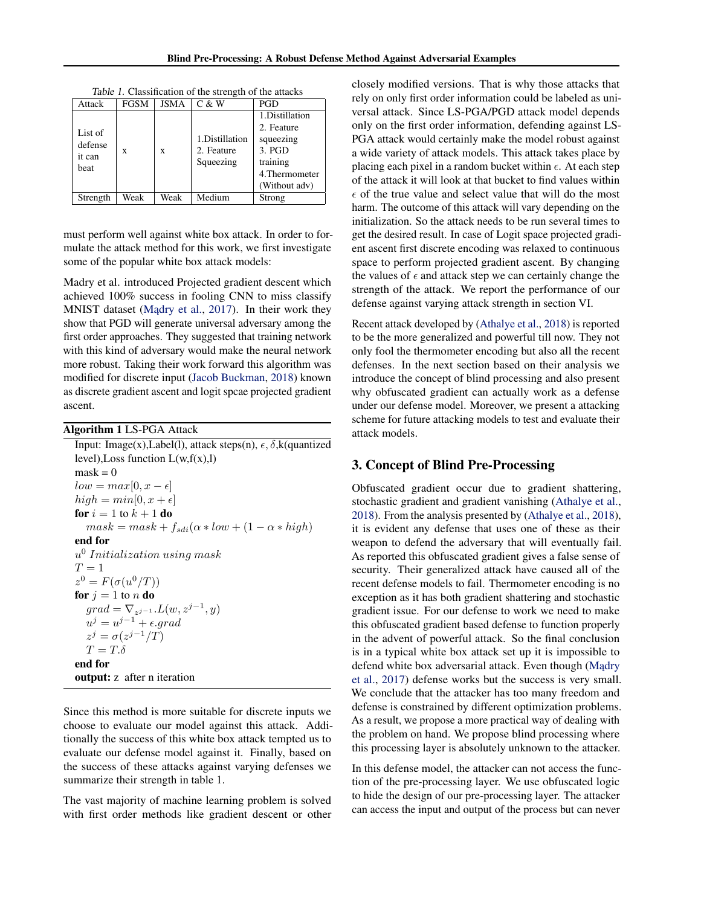Table 1. Classification of the strength of the attacks

| Attack | FGSM | JSMA | C & W | PGD |
|---|---|---|---|---|
| List of defense it can beat | x | x | 1.Distillation 2. Feature Squeezing | 1.Distillation 2. Feature squeezing 3. PGD training 4.Thermometer (Without adv) |
| Strength | Weak | Weak | Medium | Strong |

must perform well against white box attack. In order to formulate the attack method for this work, we first investigate some of the popular white box attack models:

Madry et al. introduced Projected gradient descent which achieved 100% success in fooling CNN to miss classify MNIST dataset (Mądry et al., 2017). In their work they show that PGD will generate universal adversary among the first order approaches. They suggested that training network with this kind of adversary would make the neural network more robust. Taking their work forward this algorithm was modified for discrete input (Jacob Buckman, 2018) known as discrete gradient ascent and logit spcae projected gradient ascent.

**Algorithm 1** LS-PGA Attack

Input: Image(x),Label(l), attack steps(n), $\epsilon$, $\delta$,k(quantized level),Loss function L(w,f(x),l)
mask = 0
$low = max[0, x - \epsilon]$
$high = min[0, x + \epsilon]$
**for** $i = 1$ to $k + 1$ **do**
  $mask = mask + f_{sdi}(\alpha * low + (1 - \alpha * high)$
**end for**
$u^0$ $Initialization$ $using$ $mask$
$T = 1$
$z^0 = F(\sigma(u^0/T))$
**for** $j = 1$ to $n$ **do**
  $grad = \nabla_{z^{j-1}}.L(w, z^{j-1}, y)$
  $u^j = u^{j-1} + \epsilon.grad$
  $z^j = \sigma(z^{j-1}/T)$
  $T = T.\delta$
**end for**
**output:** z after n iteration

Since this method is more suitable for discrete inputs we choose to evaluate our model against this attack. Additionally the success of this white box attack tempted us to evaluate our defense model against it. Finally, based on the success of these attacks against varying defenses we summarize their strength in table 1.

The vast majority of machine learning problem is solved with first order methods like gradient descent or other closely modified versions. That is why those attacks that rely on only first order information could be labeled as universal attack. Since LS-PGA/PGD attack model depends only on the first order information, defending against LS-PGA attack would certainly make the model robust against a wide variety of attack models. This attack takes place by placing each pixel in a random bucket within $\epsilon$. At each step of the attack it will look at that bucket to find values within $\epsilon$ of the true value and select value that will do the most harm. The outcome of this attack will vary depending on the initialization. So the attack needs to be run several times to get the desired result. In case of Logit space projected gradient ascent first discrete encoding was relaxed to continuous space to perform projected gradient ascent. By changing the values of $\epsilon$ and attack step we can certainly change the strength of the attack. We report the performance of our defense against varying attack strength in section VI.

Recent attack developed by (Athalye et al., 2018) is reported to be the more generalized and powerful till now. They not only fool the thermometer encoding but also all the recent defenses. In the next section based on their analysis we introduce the concept of blind processing and also present why obfuscated gradient can actually work as a defense under our defense model. Moreover, we present a attacking scheme for future attacking models to test and evaluate their attack models.

## 3. Concept of Blind Pre-Processing

Obfuscated gradient occur due to gradient shattering, stochastic gradient and gradient vanishing (Athalye et al., 2018). From the analysis presented by (Athalye et al., 2018), it is evident any defense that uses one of these as their weapon to defend the adversary that will eventually fail. As reported this obfuscated gradient gives a false sense of security. Their generalized attack have caused all of the recent defense models to fail. Thermometer encoding is no exception as it has both gradient shattering and stochastic gradient issue. For our defense to work we need to make this obfuscated gradient based defense to function properly in the advent of powerful attack. So the final conclusion is in a typical white box attack set up it is impossible to defend white box adversarial attack. Even though (Mądry et al., 2017) defense works but the success is very small. We conclude that the attacker has too many freedom and defense is constrained by different optimization problems. As a result, we propose a more practical way of dealing with the problem on hand. We propose blind processing where this processing layer is absolutely unknown to the attacker.

In this defense model, the attacker can not access the function of the pre-processing layer. We use obfuscated logic to hide the design of our pre-processing layer. The attacker can access the input and output of the process but can never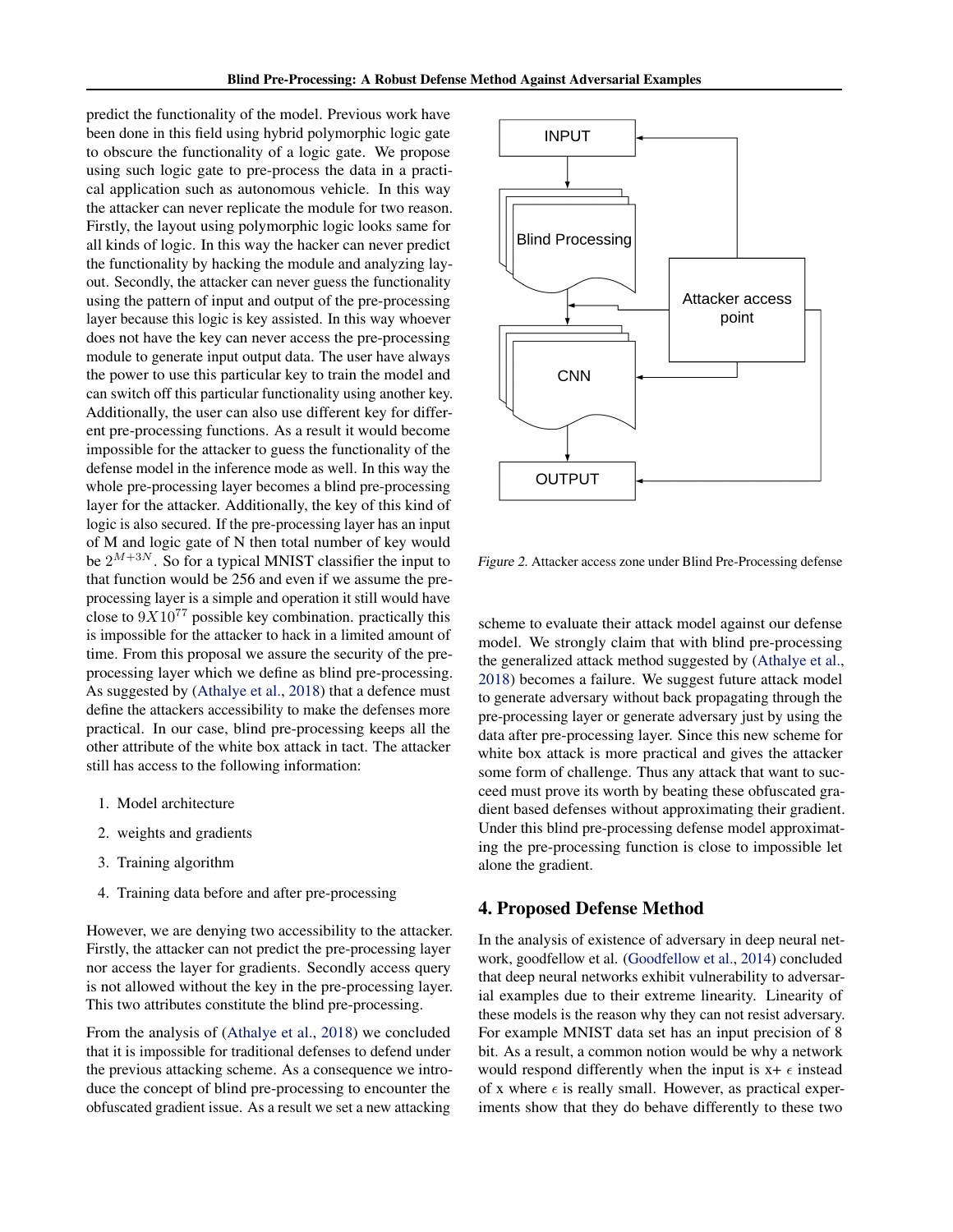predict the functionality of the model. Previous work have been done in this field using hybrid polymorphic logic gate to obscure the functionality of a logic gate. We propose using such logic gate to pre-process the data in a practical application such as autonomous vehicle. In this way the attacker can never replicate the module for two reason. Firstly, the layout using polymorphic logic looks same for all kinds of logic. In this way the hacker can never predict the functionality by hacking the module and analyzing layout. Secondly, the attacker can never guess the functionality using the pattern of input and output of the pre-processing layer because this logic is key assisted. In this way whoever does not have the key can never access the pre-processing module to generate input output data. The user have always the power to use this particular key to train the model and can switch off this particular functionality using another key. Additionally, the user can also use different key for different pre-processing functions. As a result it would become impossible for the attacker to guess the functionality of the defense model in the inference mode as well. In this way the whole pre-processing layer becomes a blind pre-processing layer for the attacker. Additionally, the key of this kind of logic is also secured. If the pre-processing layer has an input of M and logic gate of N then total number of key would be $2^{M+3N}$. So for a typical MNIST classifier the input to that function would be 256 and even if we assume the pre-processing layer is a simple and operation it still would have close to $9X10^{77}$ possible key combination. practically this is impossible for the attacker to hack in a limited amount of time. From this proposal we assure the security of the pre-processing layer which we define as blind pre-processing. As suggested by (Athalye et al., 2018) that a defence must define the attackers accessibility to make the defenses more practical. In our case, blind pre-processing keeps all the other attribute of the white box attack in tact. The attacker still has access to the following information:

1. Model architecture
2. weights and gradients
3. Training algorithm
4. Training data before and after pre-processing

However, we are denying two accessibility to the attacker. Firstly, the attacker can not predict the pre-processing layer nor access the layer for gradients. Secondly access query is not allowed without the key in the pre-processing layer. This two attributes constitute the blind pre-processing.

From the analysis of (Athalye et al., 2018) we concluded that it is impossible for traditional defenses to defend under the previous attacking scheme. As a consequence we introduce the concept of blind pre-processing to encounter the obfuscated gradient issue. As a result we set a new attacking scheme to evaluate their attack model against our defense model. We strongly claim that with blind pre-processing the generalized attack method suggested by (Athalye et al., 2018) becomes a failure. We suggest future attack model to generate adversary without back propagating through the pre-processing layer or generate adversary just by using the data after pre-processing layer. Since this new scheme for white box attack is more practical and gives the attacker some form of challenge. Thus any attack that want to succeed must prove its worth by beating these obfuscated gradient based defenses without approximating their gradient. Under this blind pre-processing defense model approximating the pre-processing function is close to impossible let alone the gradient.

*Figure 2.* Attacker access zone under Blind Pre-Processing defense

## 4. Proposed Defense Method

In the analysis of existence of adversary in deep neural network, goodfellow et al. (Goodfellow et al., 2014) concluded that deep neural networks exhibit vulnerability to adversarial examples due to their extreme linearity. Linearity of these models is the reason why they can not resist adversary. For example MNIST data set has an input precision of 8 bit. As a result, a common notion would be why a network would respond differently when the input is x+ $\epsilon$ instead of x where $\epsilon$ is really small. However, as practical experiments show that they do behave differently to these two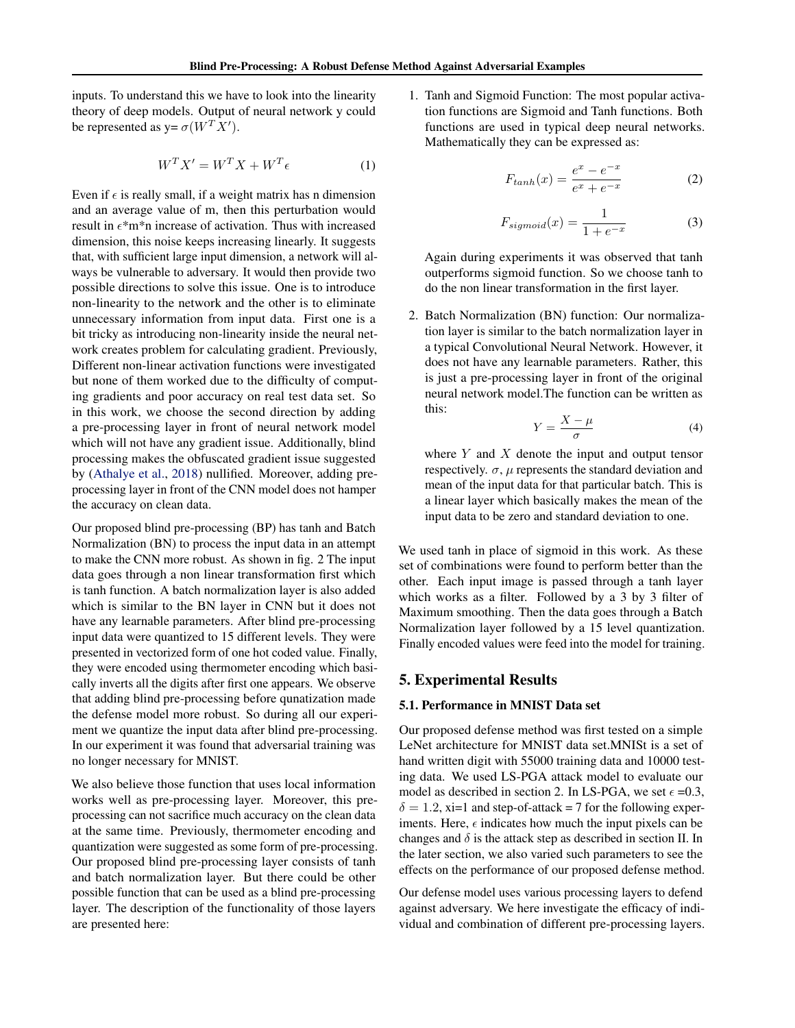inputs. To understand this we have to look into the linearity theory of deep models. Output of neural network y could be represented as y= $\sigma(W^T X')$.

$$W^T X' = W^T X + W^T \epsilon \tag{1}$$

Even if $\epsilon$ is really small, if a weight matrix has n dimension and an average value of m, then this perturbation would result in $\epsilon$*m*n increase of activation. Thus with increased dimension, this noise keeps increasing linearly. It suggests that, with sufficient large input dimension, a network will always be vulnerable to adversary. It would then provide two possible directions to solve this issue. One is to introduce non-linearity to the network and the other is to eliminate unnecessary information from input data. First one is a bit tricky as introducing non-linearity inside the neural network creates problem for calculating gradient. Previously, Different non-linear activation functions were investigated but none of them worked due to the difficulty of computing gradients and poor accuracy on real test data set. So in this work, we choose the second direction by adding a pre-processing layer in front of neural network model which will not have any gradient issue. Additionally, blind processing makes the obfuscated gradient issue suggested by (Athalye et al., 2018) nullified. Moreover, adding pre-processing layer in front of the CNN model does not hamper the accuracy on clean data.

Our proposed blind pre-processing (BP) has tanh and Batch Normalization (BN) to process the input data in an attempt to make the CNN more robust. As shown in fig. 2 The input data goes through a non linear transformation first which is tanh function. A batch normalization layer is also added which is similar to the BN layer in CNN but it does not have any learnable parameters. After blind pre-processing input data were quantized to 15 different levels. They were presented in vectorized form of one hot coded value. Finally, they were encoded using thermometer encoding which basically inverts all the digits after first one appears. We observe that adding blind pre-processing before qunatization made the defense model more robust. So during all our experiment we quantize the input data after blind pre-processing. In our experiment it was found that adversarial training was no longer necessary for MNIST.

We also believe those function that uses local information works well as pre-processing layer. Moreover, this pre-processing can not sacrifice much accuracy on the clean data at the same time. Previously, thermometer encoding and quantization were suggested as some form of pre-processing. Our proposed blind pre-processing layer consists of tanh and batch normalization layer. But there could be other possible function that can be used as a blind pre-processing layer. The description of the functionality of those layers are presented here:

1. Tanh and Sigmoid Function: The most popular activation functions are Sigmoid and Tanh functions. Both functions are used in typical deep neural networks. Mathematically they can be expressed as:

$$F_{tanh}(x) = \frac{e^x - e^{-x}}{e^x + e^{-x}} \tag{2}$$

$$F_{sigmoid}(x) = \frac{1}{1 + e^{-x}} \tag{3}$$

   Again during experiments it was observed that tanh outperforms sigmoid function. So we choose tanh to do the non linear transformation in the first layer.

2. Batch Normalization (BN) function: Our normalization layer is similar to the batch normalization layer in a typical Convolutional Neural Network. However, it does not have any learnable parameters. Rather, this is just a pre-processing layer in front of the original neural network model.The function can be written as this:

$$Y = \frac{X - \mu}{\sigma} \tag{4}$$

   where $Y$ and $X$ denote the input and output tensor respectively. $\sigma$, $\mu$ represents the standard deviation and mean of the input data for that particular batch. This is a linear layer which basically makes the mean of the input data to be zero and standard deviation to one.

We used tanh in place of sigmoid in this work. As these set of combinations were found to perform better than the other. Each input image is passed through a tanh layer which works as a filter. Followed by a 3 by 3 filter of Maximum smoothing. Then the data goes through a Batch Normalization layer followed by a 15 level quantization. Finally encoded values were feed into the model for training.

## 5. Experimental Results

### 5.1. Performance in MNIST Data set

Our proposed defense method was first tested on a simple LeNet architecture for MNIST data set.MNISt is a set of hand written digit with 55000 training data and 10000 testing data. We used LS-PGA attack model to evaluate our model as described in section 2. In LS-PGA, we set $\epsilon$ =0.3, $\delta = 1.2$, xi=1 and step-of-attack = 7 for the following experiments. Here, $\epsilon$ indicates how much the input pixels can be changes and $\delta$ is the attack step as described in section II. In the later section, we also varied such parameters to see the effects on the performance of our proposed defense method.

Our defense model uses various processing layers to defend against adversary. We here investigate the efficacy of individual and combination of different pre-processing layers.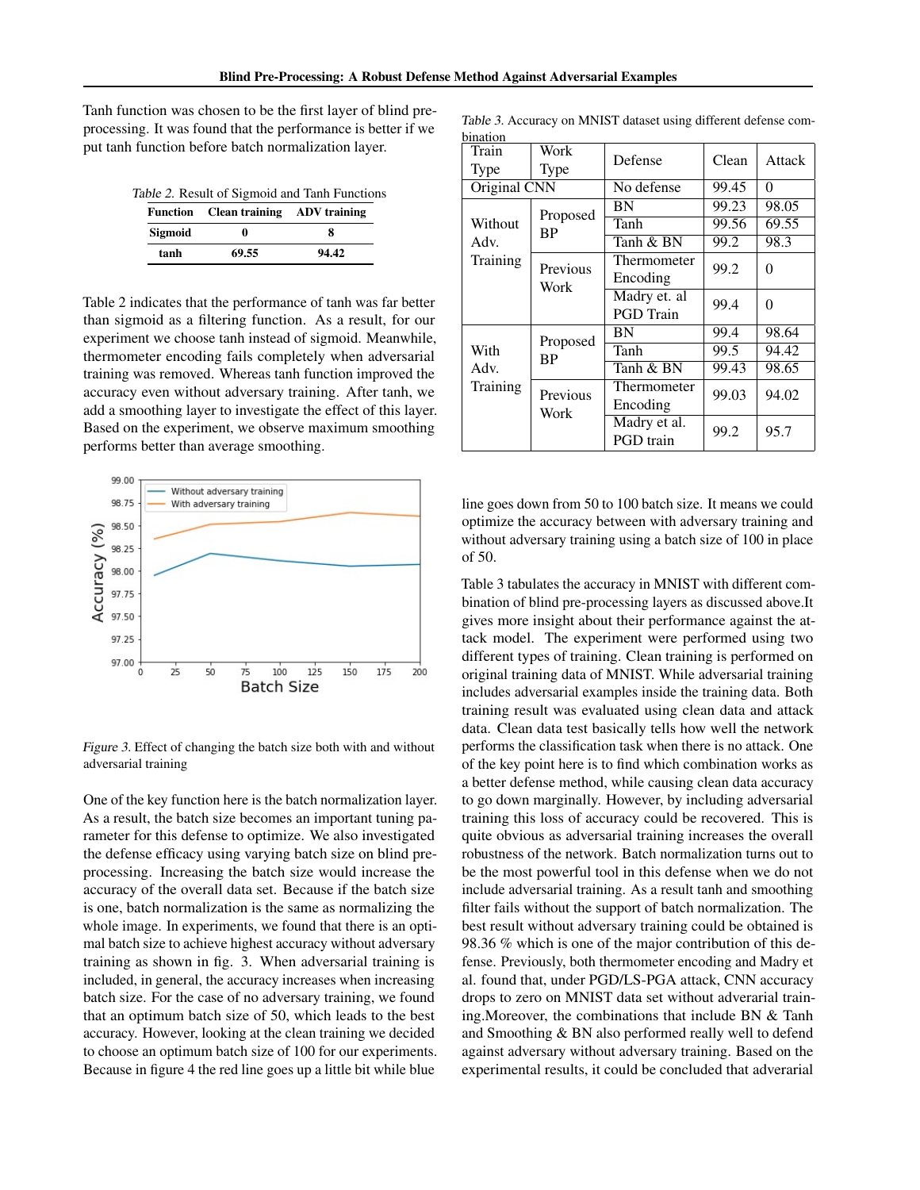Tanh function was chosen to be the first layer of blind pre-processing. It was found that the performance is better if we put tanh function before batch normalization layer.

Table 2. Result of Sigmoid and Tanh Functions

| Function | Clean training | ADV training |
|---|---|---|
| Sigmoid | 0 | 8 |
| tanh | 69.55 | 94.42 |

Table 2 indicates that the performance of tanh was far better than sigmoid as a filtering function. As a result, for our experiment we choose tanh instead of sigmoid. Meanwhile, thermometer encoding fails completely when adversarial training was removed. Whereas tanh function improved the accuracy even without adversary training. After tanh, we add a smoothing layer to investigate the effect of this layer. Based on the experiment, we observe maximum smoothing performs better than average smoothing.

Figure 3. Effect of changing the batch size both with and without adversarial training

One of the key function here is the batch normalization layer. As a result, the batch size becomes an important tuning parameter for this defense to optimize. We also investigated the defense efficacy using varying batch size on blind pre-processing. Increasing the batch size would increase the accuracy of the overall data set. Because if the batch size is one, batch normalization is the same as normalizing the whole image. In experiments, we found that there is an optimal batch size to achieve highest accuracy without adversary training as shown in fig. 3. When adversarial training is included, in general, the accuracy increases when increasing batch size. For the case of no adversary training, we found that an optimum batch size of 50, which leads to the best accuracy. However, looking at the clean training we decided to choose an optimum batch size of 100 for our experiments. Because in figure 4 the red line goes up a little bit while blue line goes down from 50 to 100 batch size. It means we could optimize the accuracy between with adversary training and without adversary training using a batch size of 100 in place of 50.

Table 3. Accuracy on MNIST dataset using different defense combination

| Train Type | Work Type | Defense | Clean | Attack |
|---|---|---|---|---|
| Original CNN | | No defense | 99.45 | 0 |
| Without Adv. Training | Proposed BP | BN | 99.23 | 98.05 |
| | | Tanh | 99.56 | 69.55 |
| | | Tanh & BN | 99.2 | 98.3 |
| | Previous Work | Thermometer Encoding | 99.2 | 0 |
| | | Madry et. al PGD Train | 99.4 | 0 |
| With Adv. Training | Proposed BP | BN | 99.4 | 98.64 |
| | | Tanh | 99.5 | 94.42 |
| | | Tanh & BN | 99.43 | 98.65 |
| | Previous Work | Thermometer Encoding | 99.03 | 94.02 |
| | | Madry et al. PGD train | 99.2 | 95.7 |

Table 3 tabulates the accuracy in MNIST with different combination of blind pre-processing layers as discussed above.It gives more insight about their performance against the attack model. The experiment were performed using two different types of training. Clean training is performed on original training data of MNIST. While adversarial training includes adversarial examples inside the training data. Both training result was evaluated using clean data and attack data. Clean data test basically tells how well the network performs the classification task when there is no attack. One of the key point here is to find which combination works as a better defense method, while causing clean data accuracy to go down marginally. However, by including adversarial training this loss of accuracy could be recovered. This is quite obvious as adversarial training increases the overall robustness of the network. Batch normalization turns out to be the most powerful tool in this defense when we do not include adversarial training. As a result tanh and smoothing filter fails without the support of batch normalization. The best result without adversary training could be obtained is 98.36 % which is one of the major contribution of this defense. Previously, both thermometer encoding and Madry et al. found that, under PGD/LS-PGA attack, CNN accuracy drops to zero on MNIST data set without adverarial training.Moreover, the combinations that include BN & Tanh and Smoothing & BN also performed really well to defend against adversary without adversary training. Based on the experimental results, it could be concluded that adverarial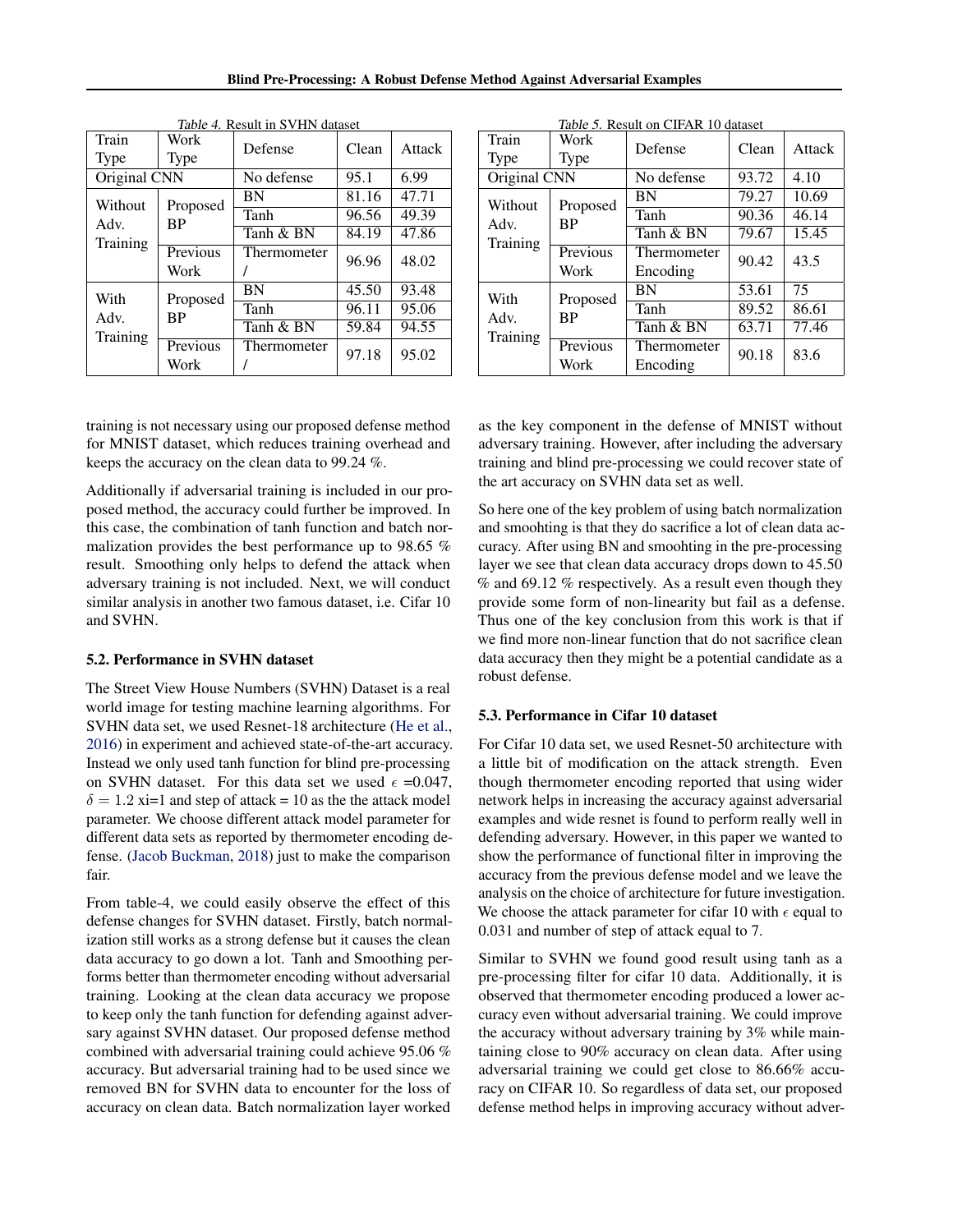*Table 4.* Result in SVHN dataset

| Train Type | Work Type | Defense | Clean | Attack |
|---|---|---|---|---|
| Original CNN | | No defense | 95.1 | 6.99 |
| Without Adv. Training | Proposed BP | BN | 81.16 | 47.71 |
| | | Tanh | 96.56 | 49.39 |
| | | Tanh & BN | 84.19 | 47.86 |
| | Previous Work | Thermometer / | 96.96 | 48.02 |
| With Adv. Training | Proposed BP | BN | 45.50 | 93.48 |
| | | Tanh | 96.11 | 95.06 |
| | | Tanh & BN | 59.84 | 94.55 |
| | Previous Work | Thermometer / | 97.18 | 95.02 |

*Table 5.* Result on CIFAR 10 dataset

| Train Type | Work Type | Defense | Clean | Attack |
|---|---|---|---|---|
| Original CNN | | No defense | 93.72 | 4.10 |
| Without Adv. Training | Proposed BP | BN | 79.27 | 10.69 |
| | | Tanh | 90.36 | 46.14 |
| | | Tanh & BN | 79.67 | 15.45 |
| | Previous Work | Thermometer Encoding | 90.42 | 43.5 |
| With Adv. Training | Proposed BP | BN | 53.61 | 75 |
| | | Tanh | 89.52 | 86.61 |
| | | Tanh & BN | 63.71 | 77.46 |
| | Previous Work | Thermometer Encoding | 90.18 | 83.6 |

training is not necessary using our proposed defense method for MNIST dataset, which reduces training overhead and keeps the accuracy on the clean data to 99.24 %.

Additionally if adversarial training is included in our proposed method, the accuracy could further be improved. In this case, the combination of tanh function and batch normalization provides the best performance up to 98.65 % result. Smoothing only helps to defend the attack when adversary training is not included. Next, we will conduct similar analysis in another two famous dataset, i.e. Cifar 10 and SVHN.

### 5.2. Performance in SVHN dataset

The Street View House Numbers (SVHN) Dataset is a real world image for testing machine learning algorithms. For SVHN data set, we used Resnet-18 architecture (He et al., 2016) in experiment and achieved state-of-the-art accuracy. Instead we only used tanh function for blind pre-processing on SVHN dataset. For this data set we used $\epsilon$ =0.047, $\delta = 1.2$ xi=1 and step of attack = 10 as the the attack model parameter. We choose different attack model parameter for different data sets as reported by thermometer encoding defense. (Jacob Buckman, 2018) just to make the comparison fair.

From table-4, we could easily observe the effect of this defense changes for SVHN dataset. Firstly, batch normalization still works as a strong defense but it causes the clean data accuracy to go down a lot. Tanh and Smoothing performs better than thermometer encoding without adversarial training. Looking at the clean data accuracy we propose to keep only the tanh function for defending against adversary against SVHN dataset. Our proposed defense method combined with adversarial training could achieve 95.06 % accuracy. But adversarial training had to be used since we removed BN for SVHN data to encounter for the loss of accuracy on clean data. Batch normalization layer worked as the key component in the defense of MNIST without adversary training. However, after including the adversary training and blind pre-processing we could recover state of the art accuracy on SVHN data set as well.

So here one of the key problem of using batch normalization and smoohting is that they do sacrifice a lot of clean data accuracy. After using BN and smoohting in the pre-processing layer we see that clean data accuracy drops down to 45.50 % and 69.12 % respectively. As a result even though they provide some form of non-linearity but fail as a defense. Thus one of the key conclusion from this work is that if we find more non-linear function that do not sacrifice clean data accuracy then they might be a potential candidate as a robust defense.

### 5.3. Performance in Cifar 10 dataset

For Cifar 10 data set, we used Resnet-50 architecture with a little bit of modification on the attack strength. Even though thermometer encoding reported that using wider network helps in increasing the accuracy against adversarial examples and wide resnet is found to perform really well in defending adversary. However, in this paper we wanted to show the performance of functional filter in improving the accuracy from the previous defense model and we leave the analysis on the choice of architecture for future investigation. We choose the attack parameter for cifar 10 with $\epsilon$ equal to 0.031 and number of step of attack equal to 7.

Similar to SVHN we found good result using tanh as a pre-processing filter for cifar 10 data. Additionally, it is observed that thermometer encoding produced a lower accuracy even without adversarial training. We could improve the accuracy without adversary training by 3% while maintaining close to 90% accuracy on clean data. After using adversarial training we could get close to 86.66% accuracy on CIFAR 10. So regardless of data set, our proposed defense method helps in improving accuracy without adver-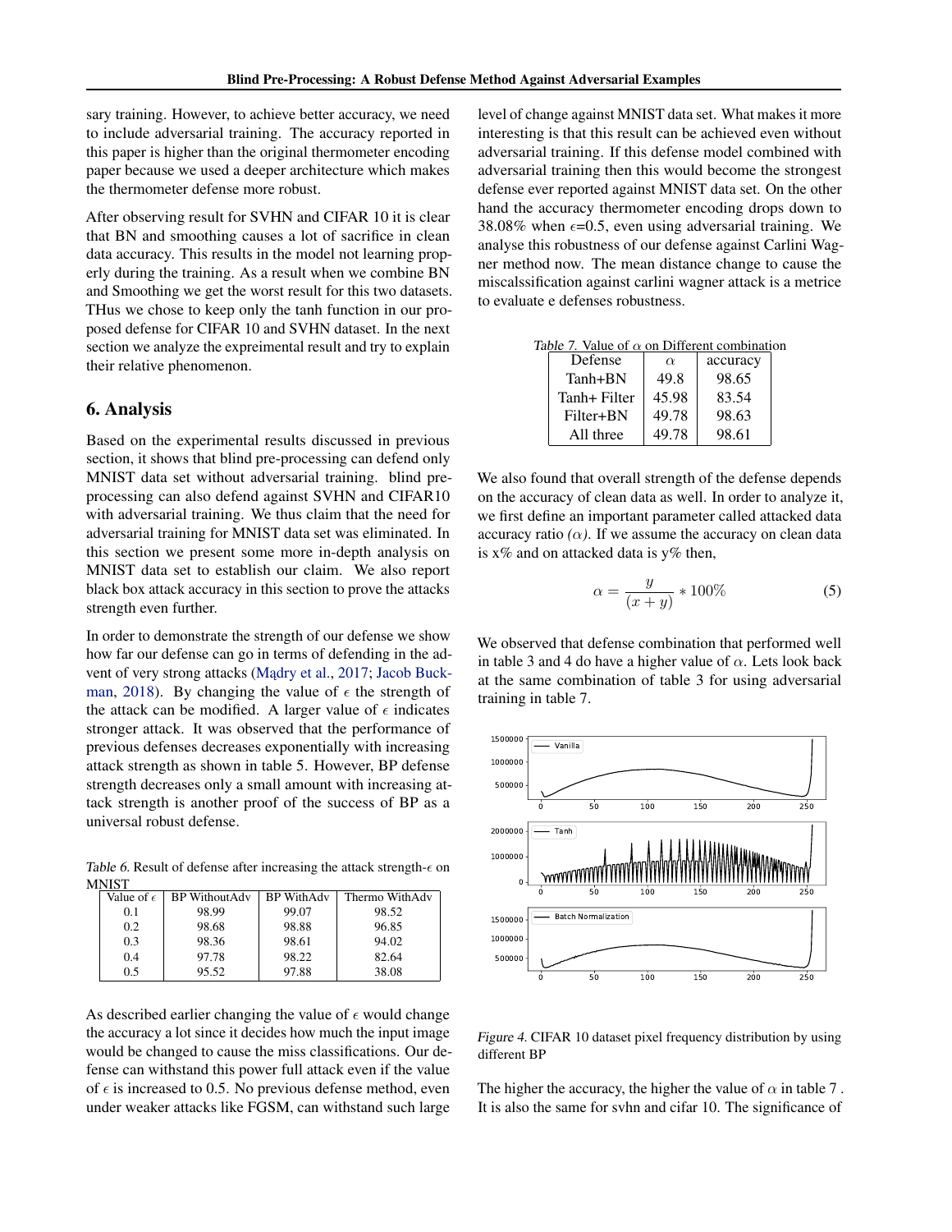sary training. However, to achieve better accuracy, we need to include adversarial training. The accuracy reported in this paper is higher than the original thermometer encoding paper because we used a deeper architecture which makes the thermometer defense more robust.

After observing result for SVHN and CIFAR 10 it is clear that BN and smoothing causes a lot of sacrifice in clean data accuracy. This results in the model not learning properly during the training. As a result when we combine BN and Smoothing we get the worst result for this two datasets. THus we chose to keep only the tanh function in our proposed defense for CIFAR 10 and SVHN dataset. In the next section we analyze the expreimental result and try to explain their relative phenomenon.

## 6. Analysis

Based on the experimental results discussed in previous section, it shows that blind pre-processing can defend only MNIST data set without adversarial training. blind pre-processing can also defend against SVHN and CIFAR10 with adversarial training. We thus claim that the need for adversarial training for MNIST data set was eliminated. In this section we present some more in-depth analysis on MNIST data set to establish our claim. We also report black box attack accuracy in this section to prove the attacks strength even further.

In order to demonstrate the strength of our defense we show how far our defense can go in terms of defending in the advent of very strong attacks (Mądry et al., 2017; Jacob Buckman, 2018). By changing the value of $\epsilon$ the strength of the attack can be modified. A larger value of $\epsilon$ indicates stronger attack. It was observed that the performance of previous defenses decreases exponentially with increasing attack strength as shown in table 5. However, BP defense strength decreases only a small amount with increasing attack strength is another proof of the success of BP as a universal robust defense.

*Table 6.* Result of defense after increasing the attack strength-$\epsilon$ on MNIST

| Value of $\epsilon$ | BP WithoutAdv | BP WithAdv | Thermo WithAdv |
|---|---|---|---|
| 0.1 | 98.99 | 99.07 | 98.52 |
| 0.2 | 98.68 | 98.88 | 96.85 |
| 0.3 | 98.36 | 98.61 | 94.02 |
| 0.4 | 97.78 | 98.22 | 82.64 |
| 0.5 | 95.52 | 97.88 | 38.08 |

As described earlier changing the value of $\epsilon$ would change the accuracy a lot since it decides how much the input image would be changed to cause the miss classifications. Our defense can withstand this power full attack even if the value of $\epsilon$ is increased to 0.5. No previous defense method, even under weaker attacks like FGSM, can withstand such large level of change against MNIST data set. What makes it more interesting is that this result can be achieved even without adversarial training. If this defense model combined with adversarial training then this would become the strongest defense ever reported against MNIST data set. On the other hand the accuracy thermometer encoding drops down to 38.08% when $\epsilon$=0.5, even using adversarial training. We analyse this robustness of our defense against Carlini Wagner method now. The mean distance change to cause the miscalssification against carlini wagner attack is a metrice to evaluate e defenses robustness.

*Table 7.* Value of $\alpha$ on Different combination

| Defense | $\alpha$ | accuracy |
|---|---|---|
| Tanh+BN | 49.8 | 98.65 |
| Tanh+ Filter | 45.98 | 83.54 |
| Filter+BN | 49.78 | 98.63 |
| All three | 49.78 | 98.61 |

We also found that overall strength of the defense depends on the accuracy of clean data as well. In order to analyze it, we first define an important parameter called attacked data accuracy ratio *($\alpha$)*. If we assume the accuracy on clean data is x% and on attacked data is y% then,

$$\alpha = \frac{y}{(x + y)} * 100\% \tag{5}$$

We observed that defense combination that performed well in table 3 and 4 do have a higher value of $\alpha$. Lets look back at the same combination of table 3 for using adversarial training in table 7.

*Figure 4.* CIFAR 10 dataset pixel frequency distribution by using different BP

The higher the accuracy, the higher the value of $\alpha$ in table 7 . It is also the same for svhn and cifar 10. The significance of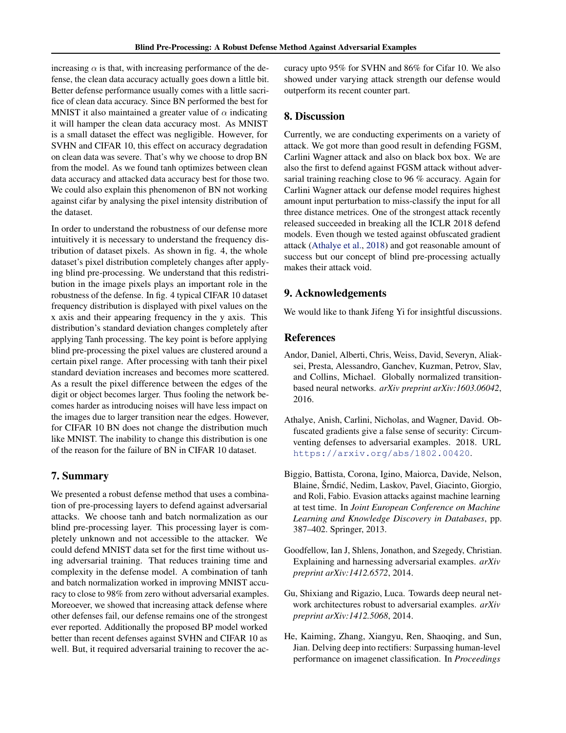increasing $\alpha$ is that, with increasing performance of the defense, the clean data accuracy actually goes down a little bit. Better defense performance usually comes with a little sacrifice of clean data accuracy. Since BN performed the best for MNIST it also maintained a greater value of $\alpha$ indicating it will hamper the clean data accuracy most. As MNIST is a small dataset the effect was negligible. However, for SVHN and CIFAR 10, this effect on accuracy degradation on clean data was severe. That's why we choose to drop BN from the model. As we found tanh optimizes between clean data accuracy and attacked data accuracy best for those two. We could also explain this phenomenon of BN not working against cifar by analysing the pixel intensity distribution of the dataset.

In order to understand the robustness of our defense more intuitively it is necessary to understand the frequency distribution of dataset pixels. As shown in fig. 4, the whole dataset's pixel distribution completely changes after applying blind pre-processing. We understand that this redistribution in the image pixels plays an important role in the robustness of the defense. In fig. 4 typical CIFAR 10 dataset frequency distribution is displayed with pixel values on the x axis and their appearing frequency in the y axis. This distribution's standard deviation changes completely after applying Tanh processing. The key point is before applying blind pre-processing the pixel values are clustered around a certain pixel range. After processing with tanh their pixel standard deviation increases and becomes more scattered. As a result the pixel difference between the edges of the digit or object becomes larger. Thus fooling the network becomes harder as introducing noises will have less impact on the images due to larger transition near the edges. However, for CIFAR 10 BN does not change the distribution much like MNIST. The inability to change this distribution is one of the reason for the failure of BN in CIFAR 10 dataset.

## 7. Summary

We presented a robust defense method that uses a combination of pre-processing layers to defend against adversarial attacks. We choose tanh and batch normalization as our blind pre-processing layer. This processing layer is completely unknown and not accessible to the attacker. We could defend MNIST data set for the first time without using adversarial training. That reduces training time and complexity in the defense model. A combination of tanh and batch normalization worked in improving MNIST accuracy to close to 98% from zero without adversarial examples. Moreoever, we showed that increasing attack defense where other defenses fail, our defense remains one of the strongest ever reported. Additionally the proposed BP model worked better than recent defenses against SVHN and CIFAR 10 as well. But, it required adversarial training to recover the accuracy upto 95% for SVHN and 86% for Cifar 10. We also showed under varying attack strength our defense would outperform its recent counter part.

## 8. Discussion

Currently, we are conducting experiments on a variety of attack. We got more than good result in defending FGSM, Carlini Wagner attack and also on black box box. We are also the first to defend against FGSM attack without adversarial training reaching close to 96 % accuracy. Again for Carlini Wagner attack our defense model requires highest amount input perturbation to miss-classify the input for all three distance metrices. One of the strongest attack recently released succeeded in breaking all the ICLR 2018 defend models. Even though we tested against obfuscated gradient attack (Athalye et al., 2018) and got reasonable amount of success but our concept of blind pre-processing actually makes their attack void.

## 9. Acknowledgements

We would like to thank Jifeng Yi for insightful discussions.

## References

Andor, Daniel, Alberti, Chris, Weiss, David, Severyn, Aliaksei, Presta, Alessandro, Ganchev, Kuzman, Petrov, Slav, and Collins, Michael. Globally normalized transition-based neural networks. *arXiv preprint arXiv:1603.06042*, 2016.

Athalye, Anish, Carlini, Nicholas, and Wagner, David. Obfuscated gradients give a false sense of security: Circumventing defenses to adversarial examples. 2018. URL https://arxiv.org/abs/1802.00420.

Biggio, Battista, Corona, Igino, Maiorca, Davide, Nelson, Blaine, Šrndić, Nedim, Laskov, Pavel, Giacinto, Giorgio, and Roli, Fabio. Evasion attacks against machine learning at test time. In *Joint European Conference on Machine Learning and Knowledge Discovery in Databases*, pp. 387–402. Springer, 2013.

Goodfellow, Ian J, Shlens, Jonathon, and Szegedy, Christian. Explaining and harnessing adversarial examples. *arXiv preprint arXiv:1412.6572*, 2014.

Gu, Shixiang and Rigazio, Luca. Towards deep neural network architectures robust to adversarial examples. *arXiv preprint arXiv:1412.5068*, 2014.

He, Kaiming, Zhang, Xiangyu, Ren, Shaoqing, and Sun, Jian. Delving deep into rectifiers: Surpassing human-level performance on imagenet classification. In *Proceedings*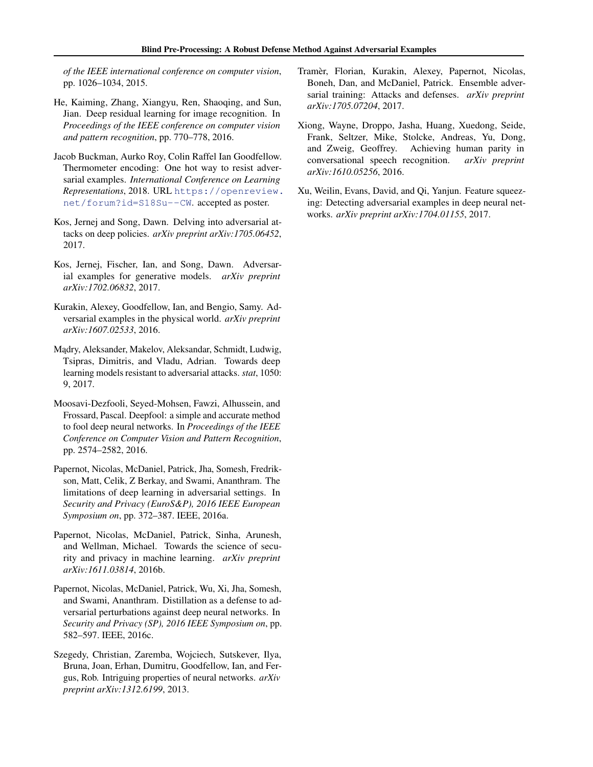*of the IEEE international conference on computer vision*, pp. 1026–1034, 2015.

He, Kaiming, Zhang, Xiangyu, Ren, Shaoqing, and Sun, Jian. Deep residual learning for image recognition. In *Proceedings of the IEEE conference on computer vision and pattern recognition*, pp. 770–778, 2016.

Jacob Buckman, Aurko Roy, Colin Raffel Ian Goodfellow. Thermometer encoding: One hot way to resist adversarial examples. *International Conference on Learning Representations*, 2018. URL https://openreview.net/forum?id=S18Su--CW. accepted as poster.

Kos, Jernej and Song, Dawn. Delving into adversarial attacks on deep policies. *arXiv preprint arXiv:1705.06452*, 2017.

Kos, Jernej, Fischer, Ian, and Song, Dawn. Adversarial examples for generative models. *arXiv preprint arXiv:1702.06832*, 2017.

Kurakin, Alexey, Goodfellow, Ian, and Bengio, Samy. Adversarial examples in the physical world. *arXiv preprint arXiv:1607.02533*, 2016.

Mądry, Aleksander, Makelov, Aleksandar, Schmidt, Ludwig, Tsipras, Dimitris, and Vladu, Adrian. Towards deep learning models resistant to adversarial attacks. *stat*, 1050: 9, 2017.

Moosavi-Dezfooli, Seyed-Mohsen, Fawzi, Alhussein, and Frossard, Pascal. Deepfool: a simple and accurate method to fool deep neural networks. In *Proceedings of the IEEE Conference on Computer Vision and Pattern Recognition*, pp. 2574–2582, 2016.

Papernot, Nicolas, McDaniel, Patrick, Jha, Somesh, Fredrikson, Matt, Celik, Z Berkay, and Swami, Ananthram. The limitations of deep learning in adversarial settings. In *Security and Privacy (EuroS&P), 2016 IEEE European Symposium on*, pp. 372–387. IEEE, 2016a.

Papernot, Nicolas, McDaniel, Patrick, Sinha, Arunesh, and Wellman, Michael. Towards the science of security and privacy in machine learning. *arXiv preprint arXiv:1611.03814*, 2016b.

Papernot, Nicolas, McDaniel, Patrick, Wu, Xi, Jha, Somesh, and Swami, Ananthram. Distillation as a defense to adversarial perturbations against deep neural networks. In *Security and Privacy (SP), 2016 IEEE Symposium on*, pp. 582–597. IEEE, 2016c.

Szegedy, Christian, Zaremba, Wojciech, Sutskever, Ilya, Bruna, Joan, Erhan, Dumitru, Goodfellow, Ian, and Fergus, Rob. Intriguing properties of neural networks. *arXiv preprint arXiv:1312.6199*, 2013.

Tramèr, Florian, Kurakin, Alexey, Papernot, Nicolas, Boneh, Dan, and McDaniel, Patrick. Ensemble adversarial training: Attacks and defenses. *arXiv preprint arXiv:1705.07204*, 2017.

Xiong, Wayne, Droppo, Jasha, Huang, Xuedong, Seide, Frank, Seltzer, Mike, Stolcke, Andreas, Yu, Dong, and Zweig, Geoffrey. Achieving human parity in conversational speech recognition. *arXiv preprint arXiv:1610.05256*, 2016.

Xu, Weilin, Evans, David, and Qi, Yanjun. Feature squeezing: Detecting adversarial examples in deep neural networks. *arXiv preprint arXiv:1704.01155*, 2017.